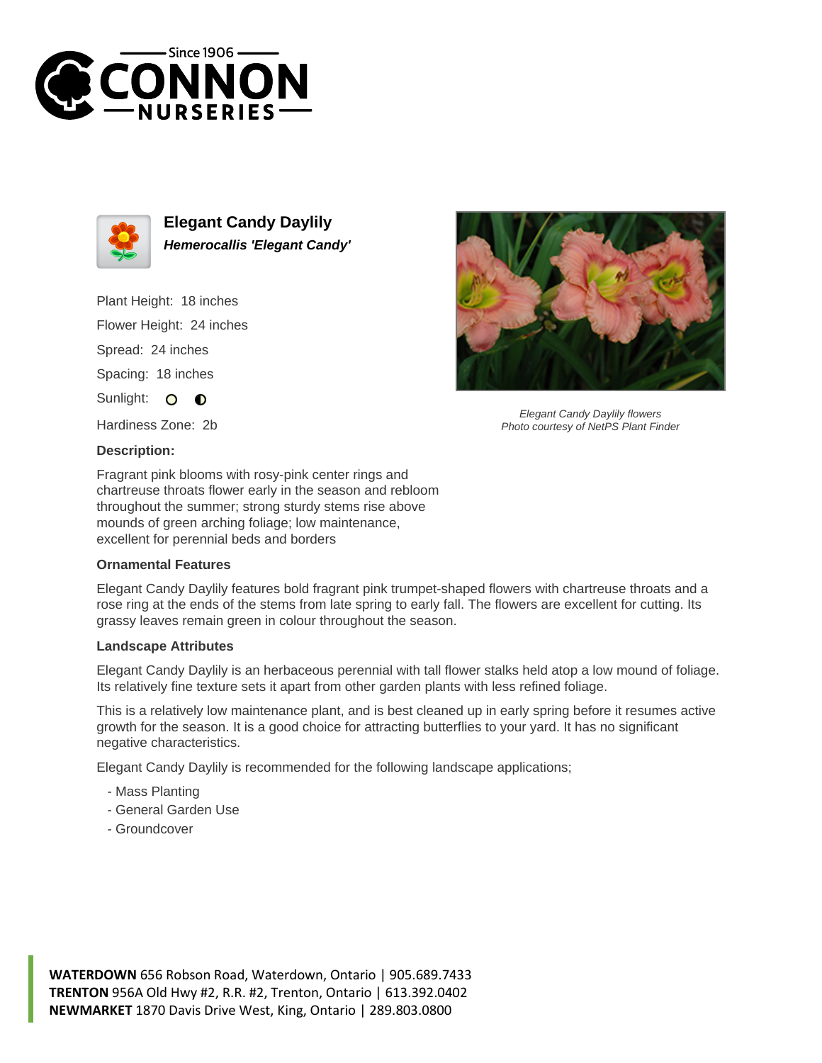Since 1906
CONNON
NURSERIES

# Elegant Candy Daylily

***Hemerocallis 'Elegant Candy'***

Plant Height: 18 inches

Flower Height: 24 inches

Spread: 24 inches

Spacing: 18 inches

Sunlight: ○ ◐

Hardiness Zone: 2b

*Elegant Candy Daylily flowers*
*Photo courtesy of NetPS Plant Finder*

**Description:**

Fragrant pink blooms with rosy-pink center rings and chartreuse throats flower early in the season and rebloom throughout the summer; strong sturdy stems rise above mounds of green arching foliage; low maintenance, excellent for perennial beds and borders

**Ornamental Features**

Elegant Candy Daylily features bold fragrant pink trumpet-shaped flowers with chartreuse throats and a rose ring at the ends of the stems from late spring to early fall. The flowers are excellent for cutting. Its grassy leaves remain green in colour throughout the season.

**Landscape Attributes**

Elegant Candy Daylily is an herbaceous perennial with tall flower stalks held atop a low mound of foliage. Its relatively fine texture sets it apart from other garden plants with less refined foliage.

This is a relatively low maintenance plant, and is best cleaned up in early spring before it resumes active growth for the season. It is a good choice for attracting butterflies to your yard. It has no significant negative characteristics.

Elegant Candy Daylily is recommended for the following landscape applications;

- Mass Planting
- General Garden Use
- Groundcover

**WATERDOWN** 656 Robson Road, Waterdown, Ontario | 905.689.7433
**TRENTON** 956A Old Hwy #2, R.R. #2, Trenton, Ontario | 613.392.0402
**NEWMARKET** 1870 Davis Drive West, King, Ontario | 289.803.0800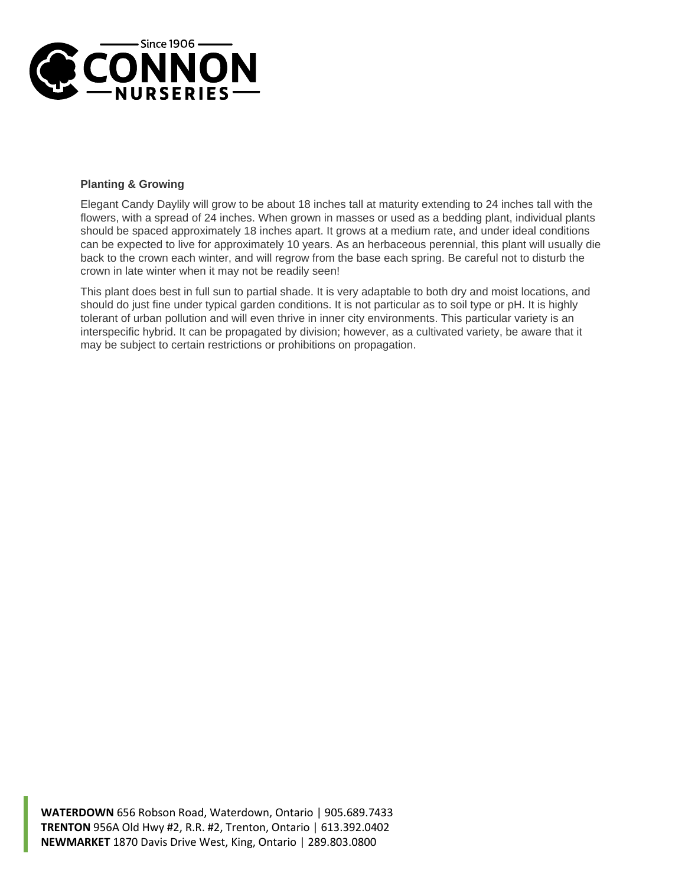### Planting & Growing

Elegant Candy Daylily will grow to be about 18 inches tall at maturity extending to 24 inches tall with the flowers, with a spread of 24 inches. When grown in masses or used as a bedding plant, individual plants should be spaced approximately 18 inches apart. It grows at a medium rate, and under ideal conditions can be expected to live for approximately 10 years. As an herbaceous perennial, this plant will usually die back to the crown each winter, and will regrow from the base each spring. Be careful not to disturb the crown in late winter when it may not be readily seen!

This plant does best in full sun to partial shade. It is very adaptable to both dry and moist locations, and should do just fine under typical garden conditions. It is not particular as to soil type or pH. It is highly tolerant of urban pollution and will even thrive in inner city environments. This particular variety is an interspecific hybrid. It can be propagated by division; however, as a cultivated variety, be aware that it may be subject to certain restrictions or prohibitions on propagation.